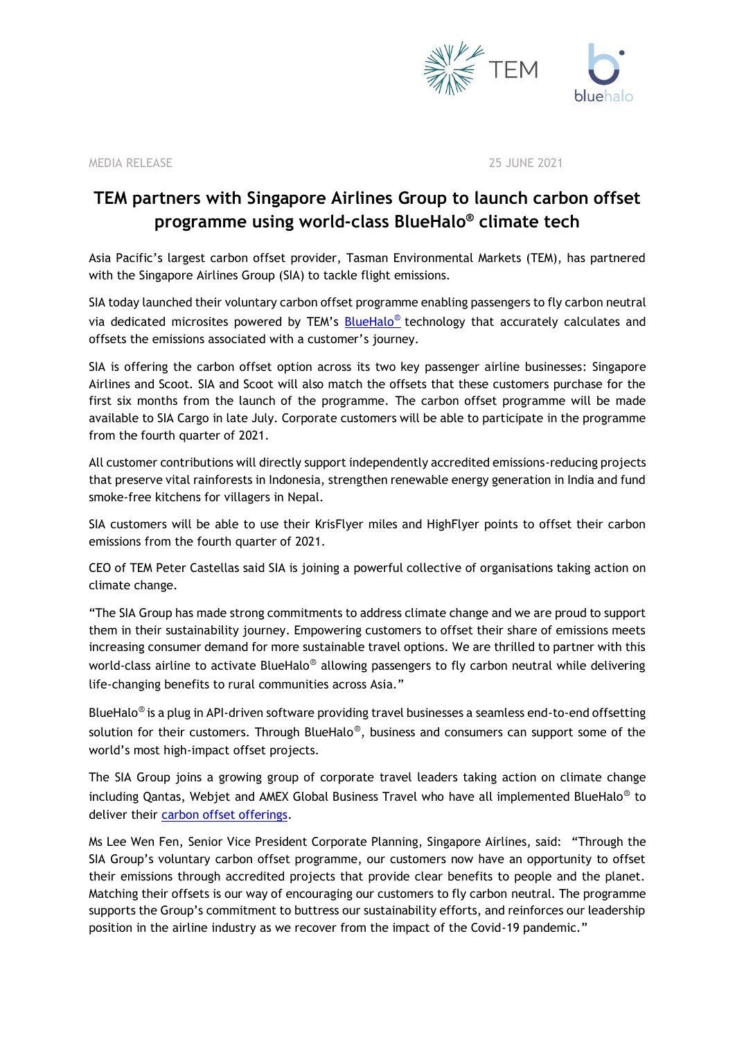MEDIA RELEASE 25 JUNE 2021

# TEM partners with Singapore Airlines Group to launch carbon offset programme using world-class BlueHalo® climate tech

Asia Pacific's largest carbon offset provider, Tasman Environmental Markets (TEM), has partnered with the Singapore Airlines Group (SIA) to tackle flight emissions.

SIA today launched their voluntary carbon offset programme enabling passengers to fly carbon neutral via dedicated microsites powered by TEM's BlueHalo® technology that accurately calculates and offsets the emissions associated with a customer's journey.

SIA is offering the carbon offset option across its two key passenger airline businesses: Singapore Airlines and Scoot. SIA and Scoot will also match the offsets that these customers purchase for the first six months from the launch of the programme. The carbon offset programme will be made available to SIA Cargo in late July. Corporate customers will be able to participate in the programme from the fourth quarter of 2021.

All customer contributions will directly support independently accredited emissions-reducing projects that preserve vital rainforests in Indonesia, strengthen renewable energy generation in India and fund smoke-free kitchens for villagers in Nepal.

SIA customers will be able to use their KrisFlyer miles and HighFlyer points to offset their carbon emissions from the fourth quarter of 2021.

CEO of TEM Peter Castellas said SIA is joining a powerful collective of organisations taking action on climate change.

"The SIA Group has made strong commitments to address climate change and we are proud to support them in their sustainability journey. Empowering customers to offset their share of emissions meets increasing consumer demand for more sustainable travel options. We are thrilled to partner with this world-class airline to activate BlueHalo® allowing passengers to fly carbon neutral while delivering life-changing benefits to rural communities across Asia."

BlueHalo® is a plug in API-driven software providing travel businesses a seamless end-to-end offsetting solution for their customers. Through BlueHalo®, business and consumers can support some of the world's most high-impact offset projects.

The SIA Group joins a growing group of corporate travel leaders taking action on climate change including Qantas, Webjet and AMEX Global Business Travel who have all implemented BlueHalo® to deliver their carbon offset offerings.

Ms Lee Wen Fen, Senior Vice President Corporate Planning, Singapore Airlines, said: "Through the SIA Group's voluntary carbon offset programme, our customers now have an opportunity to offset their emissions through accredited projects that provide clear benefits to people and the planet. Matching their offsets is our way of encouraging our customers to fly carbon neutral. The programme supports the Group's commitment to buttress our sustainability efforts, and reinforces our leadership position in the airline industry as we recover from the impact of the Covid-19 pandemic."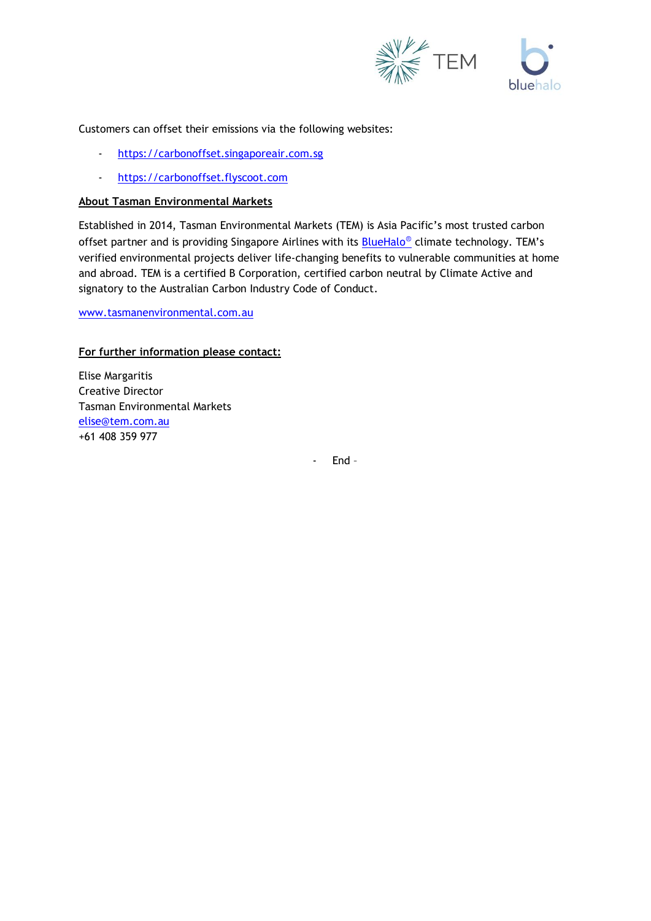Customers can offset their emissions via the following websites:

- https://carbonoffset.singaporeair.com.sg
- https://carbonoffset.flyscoot.com

**About Tasman Environmental Markets**

Established in 2014, Tasman Environmental Markets (TEM) is Asia Pacific's most trusted carbon offset partner and is providing Singapore Airlines with its BlueHalo® climate technology. TEM's verified environmental projects deliver life-changing benefits to vulnerable communities at home and abroad. TEM is a certified B Corporation, certified carbon neutral by Climate Active and signatory to the Australian Carbon Industry Code of Conduct.

www.tasmanenvironmental.com.au

**For further information please contact:**

Elise Margaritis
Creative Director
Tasman Environmental Markets
elise@tem.com.au
+61 408 359 977

- End -